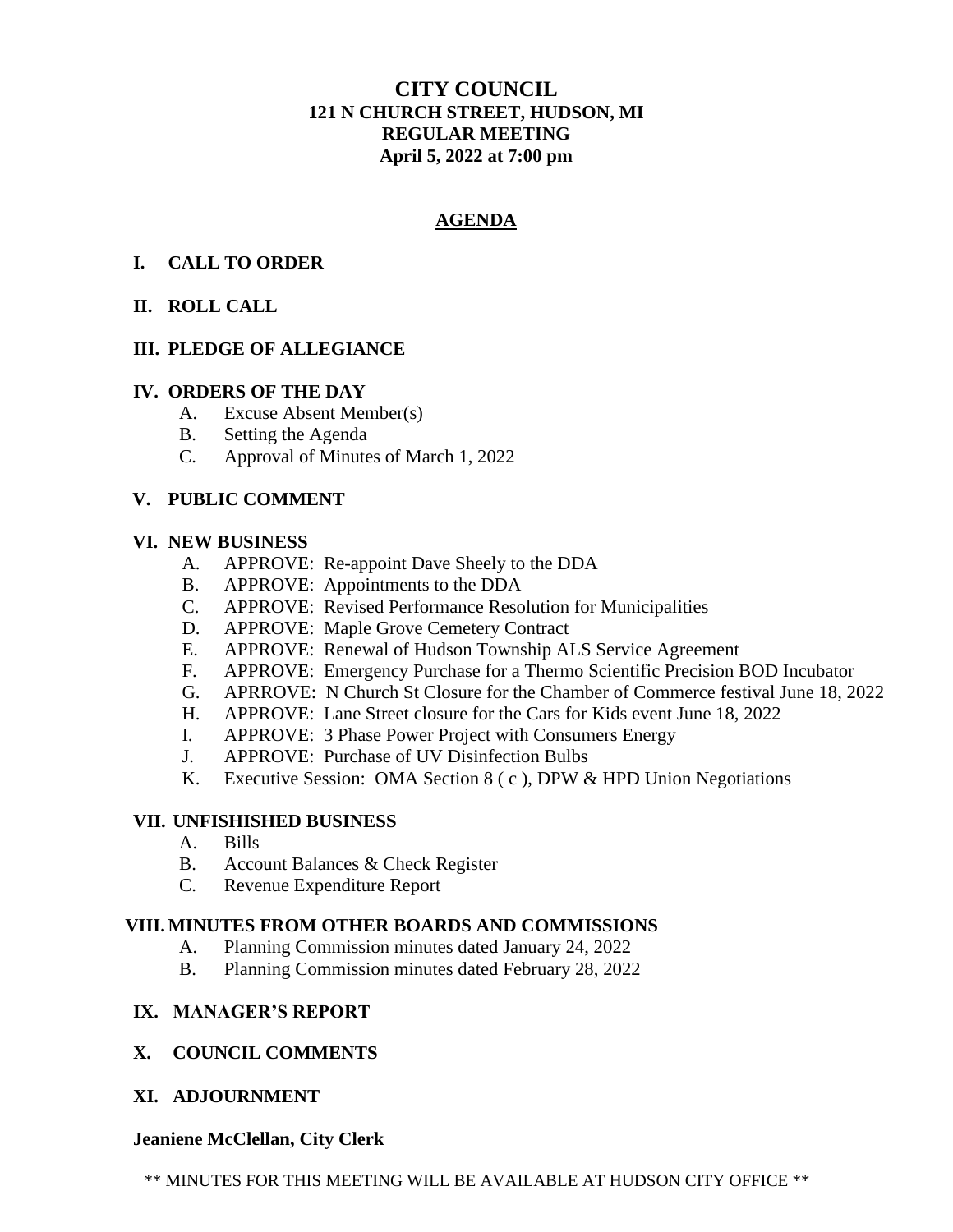# CITY COUNCIL
## 121 N CHURCH STREET, HUDSON, MI
## REGULAR MEETING
## April 5, 2022 at 7:00 pm

## AGENDA

**I. CALL TO ORDER**

**II. ROLL CALL**

**III. PLEDGE OF ALLEGIANCE**

**IV. ORDERS OF THE DAY**

A. Excuse Absent Member(s)
B. Setting the Agenda
C. Approval of Minutes of March 1, 2022

**V. PUBLIC COMMENT**

**VI. NEW BUSINESS**

A. APPROVE: Re-appoint Dave Sheely to the DDA
B. APPROVE: Appointments to the DDA
C. APPROVE: Revised Performance Resolution for Municipalities
D. APPROVE: Maple Grove Cemetery Contract
E. APPROVE: Renewal of Hudson Township ALS Service Agreement
F. APPROVE: Emergency Purchase for a Thermo Scientific Precision BOD Incubator
G. APRROVE: N Church St Closure for the Chamber of Commerce festival June 18, 2022
H. APPROVE: Lane Street closure for the Cars for Kids event June 18, 2022
I. APPROVE: 3 Phase Power Project with Consumers Energy
J. APPROVE: Purchase of UV Disinfection Bulbs
K. Executive Session: OMA Section 8 ( c ), DPW & HPD Union Negotiations

**VII. UNFISHISHED BUSINESS**

A. Bills
B. Account Balances & Check Register
C. Revenue Expenditure Report

**VIII. MINUTES FROM OTHER BOARDS AND COMMISSIONS**

A. Planning Commission minutes dated January 24, 2022
B. Planning Commission minutes dated February 28, 2022

**IX. MANAGER'S REPORT**

**X. COUNCIL COMMENTS**

**XI. ADJOURNMENT**

**Jeaniene McClellan, City Clerk**

** MINUTES FOR THIS MEETING WILL BE AVAILABLE AT HUDSON CITY OFFICE **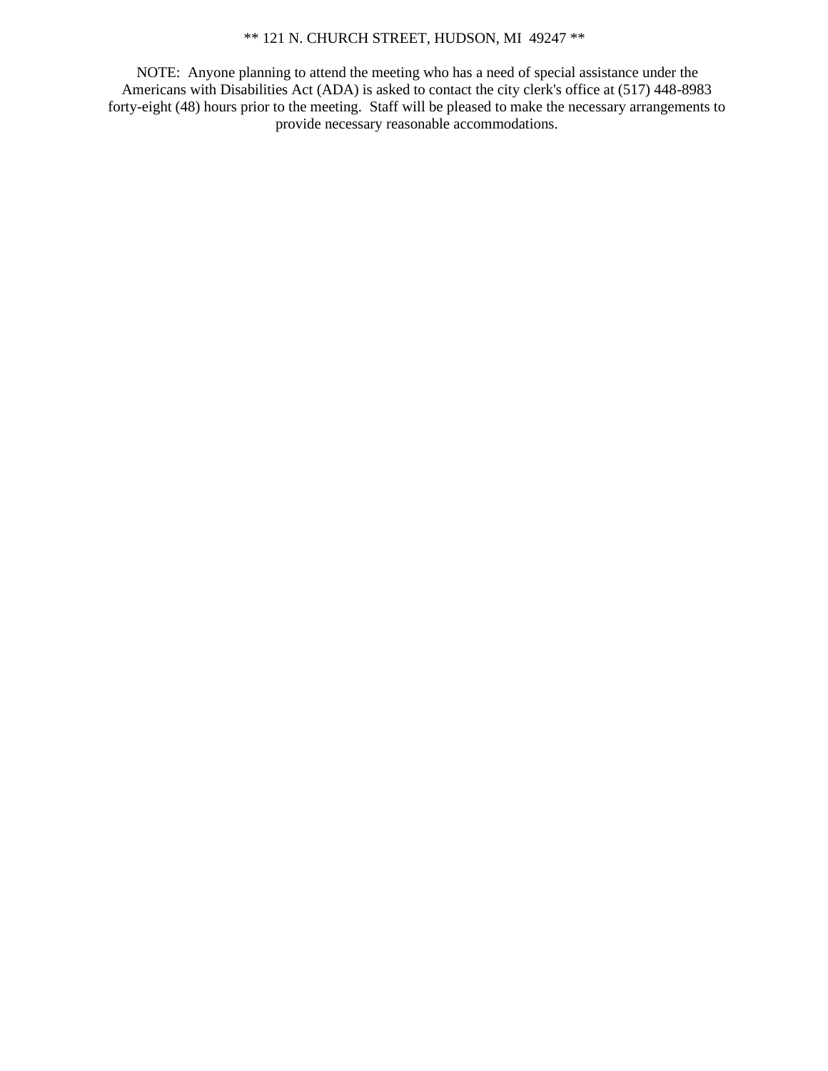** 121 N. CHURCH STREET, HUDSON, MI  49247 **

NOTE:  Anyone planning to attend the meeting who has a need of special assistance under the Americans with Disabilities Act (ADA) is asked to contact the city clerk's office at (517) 448-8983 forty-eight (48) hours prior to the meeting.  Staff will be pleased to make the necessary arrangements to provide necessary reasonable accommodations.